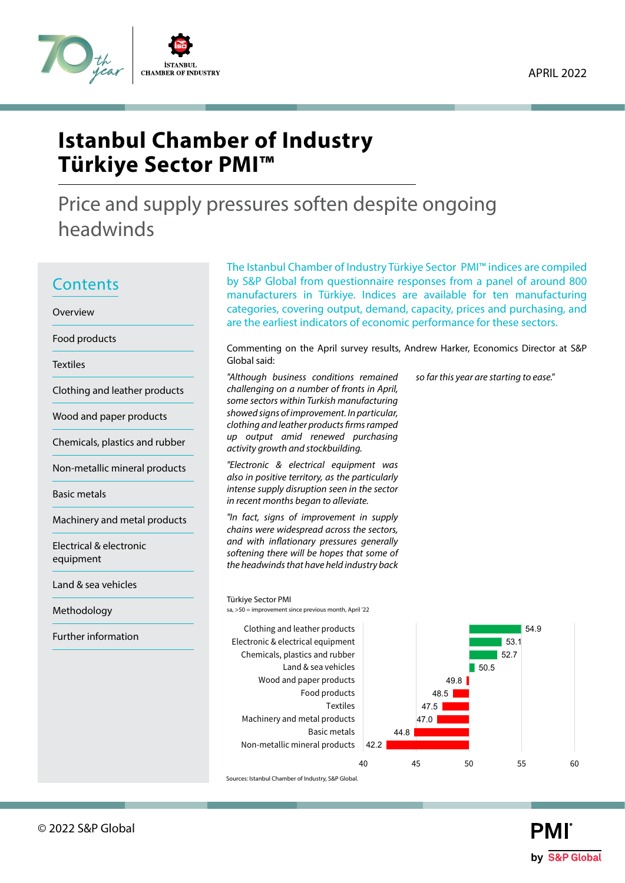APRIL 2022

# Istanbul Chamber of Industry Türkiye Sector PMI™

## Price and supply pressures soften despite ongoing headwinds

## Contents

- Overview
- Food products
- Textiles
- Clothing and leather products
- Wood and paper products
- Chemicals, plastics and rubber
- Non-metallic mineral products
- Basic metals
- Machinery and metal products
- Electrical & electronic equipment
- Land & sea vehicles
- Methodology
- Further information

The Istanbul Chamber of Industry Türkiye Sector PMI™ indices are compiled by S&P Global from questionnaire responses from a panel of around 800 manufacturers in Türkiye. Indices are available for ten manufacturing categories, covering output, demand, capacity, prices and purchasing, and are the earliest indicators of economic performance for these sectors.

Commenting on the April survey results, Andrew Harker, Economics Director at S&P Global said:

*"Although business conditions remained challenging on a number of fronts in April, some sectors within Turkish manufacturing showed signs of improvement. In particular, clothing and leather products firms ramped up output amid renewed purchasing activity growth and stockbuilding.*

*"Electronic & electrical equipment was also in positive territory, as the particularly intense supply disruption seen in the sector in recent months began to alleviate.*

*"In fact, signs of improvement in supply chains were widespread across the sectors, and with inflationary pressures generally softening there will be hopes that some of the headwinds that have held industry back so far this year are starting to ease."*

Türkiye Sector PMI

sa, >50 = improvement since previous month, April '22

| Sector | PMI |
|---|---|
| Clothing and leather products | 54.9 |
| Electronic & electrical equipment | 53.1 |
| Chemicals, plastics and rubber | 52.7 |
| Land & sea vehicles | 50.5 |
| Wood and paper products | 49.8 |
| Food products | 48.5 |
| Textiles | 47.5 |
| Machinery and metal products | 47.0 |
| Basic metals | 44.8 |
| Non-metallic mineral products | 42.2 |

Sources: Istanbul Chamber of Industry, S&P Global.

© 2022 S&P Global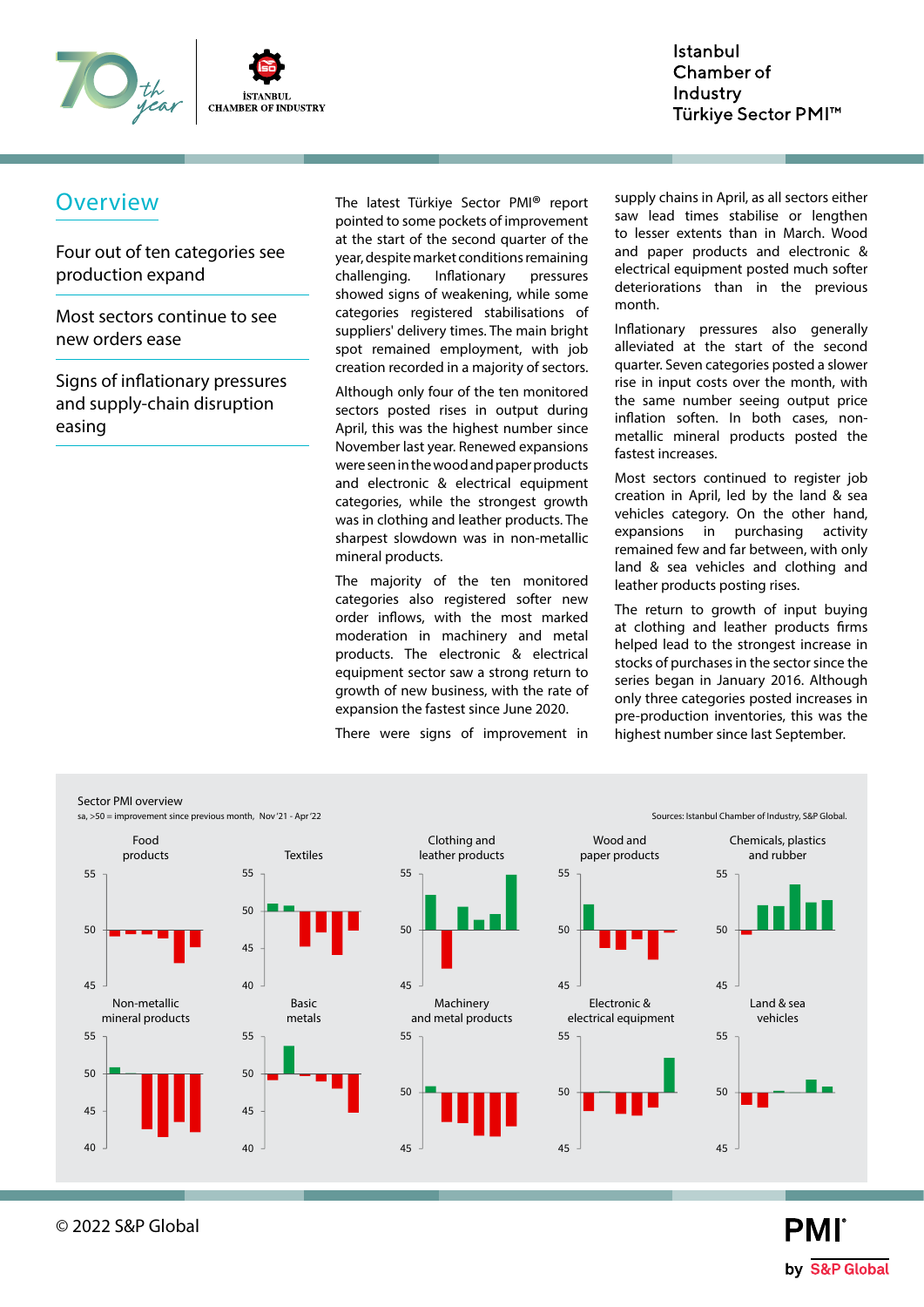## Overview

### Four out of ten categories see production expand

### Most sectors continue to see new orders ease

### Signs of inflationary pressures and supply-chain disruption easing

The latest Türkiye Sector PMI® report pointed to some pockets of improvement at the start of the second quarter of the year, despite market conditions remaining challenging. Inflationary pressures showed signs of weakening, while some categories registered stabilisations of suppliers' delivery times. The main bright spot remained employment, with job creation recorded in a majority of sectors.

Although only four of the ten monitored sectors posted rises in output during April, this was the highest number since November last year. Renewed expansions were seen in the wood and paper products and electronic & electrical equipment categories, while the strongest growth was in clothing and leather products. The sharpest slowdown was in non-metallic mineral products.

The majority of the ten monitored categories also registered softer new order inflows, with the most marked moderation in machinery and metal products. The electronic & electrical equipment sector saw a strong return to growth of new business, with the rate of expansion the fastest since June 2020.

There were signs of improvement in supply chains in April, as all sectors either saw lead times stabilise or lengthen to lesser extents than in March. Wood and paper products and electronic & electrical equipment posted much softer deteriorations than in the previous month.

Inflationary pressures also generally alleviated at the start of the second quarter. Seven categories posted a slower rise in input costs over the month, with the same number seeing output price inflation soften. In both cases, non-metallic mineral products posted the fastest increases.

Most sectors continued to register job creation in April, led by the land & sea vehicles category. On the other hand, expansions in purchasing activity remained few and far between, with only land & sea vehicles and clothing and leather products posting rises.

The return to growth of input buying at clothing and leather products firms helped lead to the strongest increase in stocks of purchases in the sector since the series began in January 2016. Although only three categories posted increases in pre-production inventories, this was the highest number since last September.

Sector PMI overview
sa, >50 = improvement since previous month, Nov'21 - Apr'22

Sources: Istanbul Chamber of Industry, S&P Global.

Food products | Textiles | Clothing and leather products | Wood and paper products | Chemicals, plastics and rubber | Non-metallic mineral products | Basic metals | Machinery and metal products | Electronic & electrical equipment | Land & sea vehicles

© 2022 S&P Global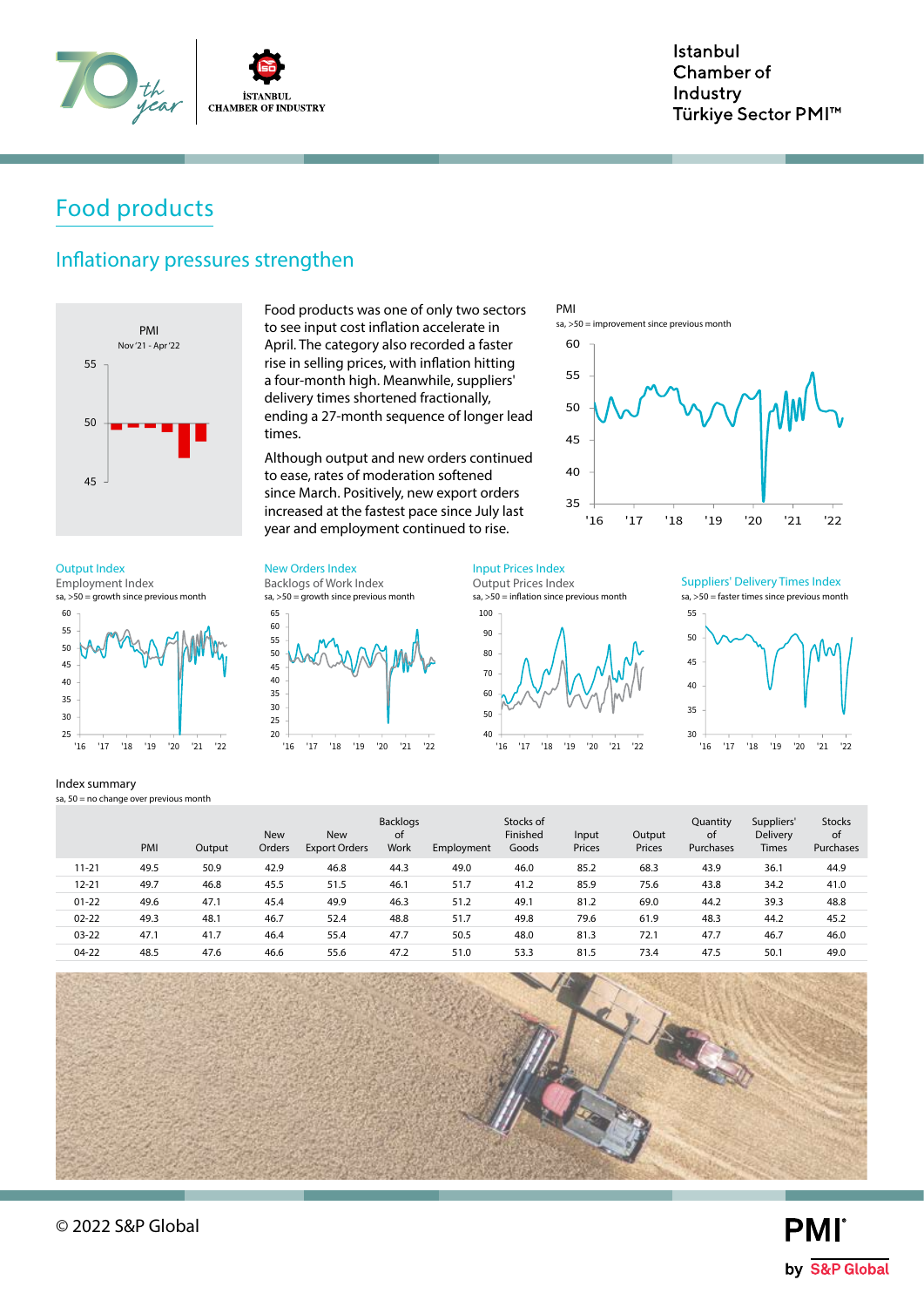# Food products

## Inflationary pressures strengthen

Food products was one of only two sectors to see input cost inflation accelerate in April. The category also recorded a faster rise in selling prices, with inflation hitting a four-month high. Meanwhile, suppliers' delivery times shortened fractionally, ending a 27-month sequence of longer lead times.

Although output and new orders continued to ease, rates of moderation softened since March. Positively, new export orders increased at the fastest pace since July last year and employment continued to rise.

PMI
Nov '21 - Apr '22

PMI
sa, >50 = improvement since previous month

Output Index
Employment Index
sa, >50 = growth since previous month

New Orders Index
Backlogs of Work Index
sa, >50 = growth since previous month

Input Prices Index
Output Prices Index
sa, >50 = inflation since previous month

Suppliers' Delivery Times Index
sa, >50 = faster times since previous month

Index summary
sa, 50 = no change over previous month

| | PMI | Output | New Orders | New Export Orders | Backlogs of Work | Employment | Stocks of Finished Goods | Input Prices | Output Prices | Quantity of Purchases | Suppliers' Delivery Times | Stocks of Purchases |
|---|---|---|---|---|---|---|---|---|---|---|---|---|
| 11-21 | 49.5 | 50.9 | 42.9 | 46.8 | 44.3 | 49.0 | 46.0 | 85.2 | 68.3 | 43.9 | 36.1 | 44.9 |
| 12-21 | 49.7 | 46.8 | 45.5 | 51.5 | 46.1 | 51.7 | 41.2 | 85.9 | 75.6 | 43.8 | 34.2 | 41.0 |
| 01-22 | 49.6 | 47.1 | 45.4 | 49.9 | 46.3 | 51.2 | 49.1 | 81.2 | 69.0 | 44.2 | 39.3 | 48.8 |
| 02-22 | 49.3 | 48.1 | 46.7 | 52.4 | 48.8 | 51.7 | 49.8 | 79.6 | 61.9 | 48.3 | 44.2 | 45.2 |
| 03-22 | 47.1 | 41.7 | 46.4 | 55.4 | 47.7 | 50.5 | 48.0 | 81.3 | 72.1 | 47.7 | 46.7 | 46.0 |
| 04-22 | 48.5 | 47.6 | 46.6 | 55.6 | 47.2 | 51.0 | 53.3 | 81.5 | 73.4 | 47.5 | 50.1 | 49.0 |

© 2022 S&P Global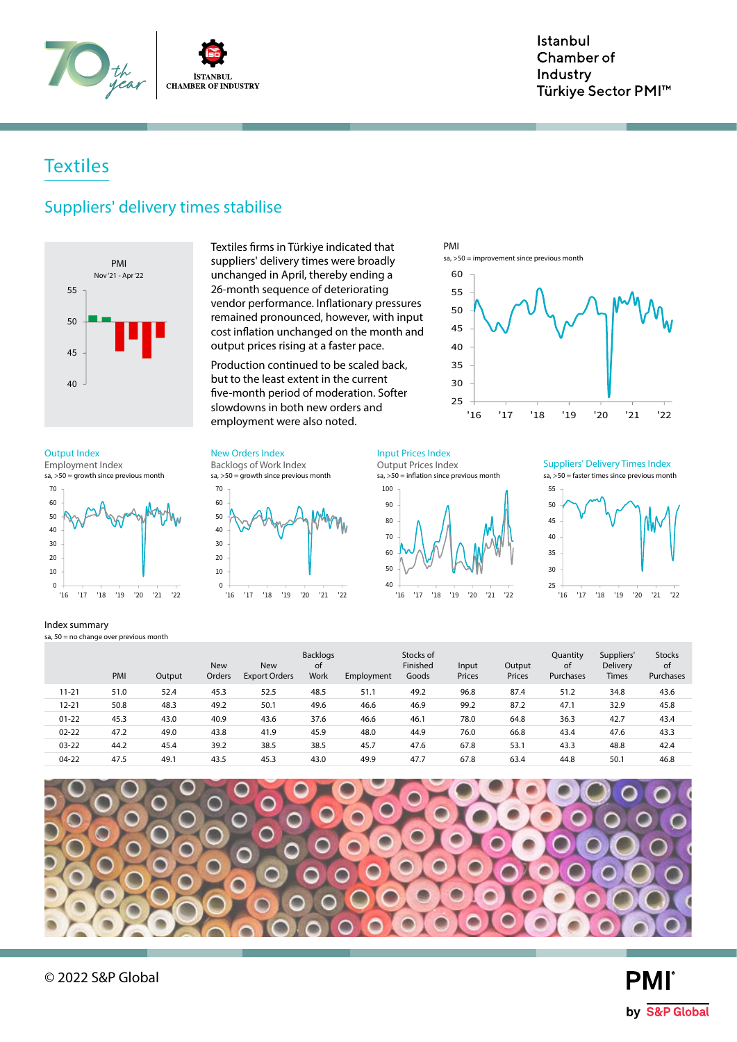# Textiles

## Suppliers' delivery times stabilise

PMI
Nov '21 - Apr '22

Textiles firms in Türkiye indicated that suppliers' delivery times were broadly unchanged in April, thereby ending a 26-month sequence of deteriorating vendor performance. Inflationary pressures remained pronounced, however, with input cost inflation unchanged on the month and output prices rising at a faster pace.

Production continued to be scaled back, but to the least extent in the current five-month period of moderation. Softer slowdowns in both new orders and employment were also noted.

PMI
sa, >50 = improvement since previous month

Output Index
Employment Index
sa, >50 = growth since previous month

New Orders Index
Backlogs of Work Index
sa, >50 = growth since previous month

Input Prices Index
Output Prices Index
sa, >50 = inflation since previous month

Suppliers' Delivery Times Index
sa, >50 = faster times since previous month

Index summary
sa, 50 = no change over previous month

| | PMI | Output | New Orders | New Export Orders | Backlogs of Work | Employment | Stocks of Finished Goods | Input Prices | Output Prices | Quantity of Purchases | Suppliers' Delivery Times | Stocks of Purchases |
|---|---|---|---|---|---|---|---|---|---|---|---|---|
| 11-21 | 51.0 | 52.4 | 45.3 | 52.5 | 48.5 | 51.1 | 49.2 | 96.8 | 87.4 | 51.2 | 34.8 | 43.6 |
| 12-21 | 50.8 | 48.3 | 49.2 | 50.1 | 49.6 | 46.6 | 46.9 | 99.2 | 87.2 | 47.1 | 32.9 | 45.8 |
| 01-22 | 45.3 | 43.0 | 40.9 | 43.6 | 37.6 | 46.6 | 46.1 | 78.0 | 64.8 | 36.3 | 42.7 | 43.4 |
| 02-22 | 47.2 | 49.0 | 43.8 | 41.9 | 45.9 | 48.0 | 44.9 | 76.0 | 66.8 | 43.4 | 47.6 | 43.3 |
| 03-22 | 44.2 | 45.4 | 39.2 | 38.5 | 38.5 | 45.7 | 47.6 | 67.8 | 53.1 | 43.3 | 48.8 | 42.4 |
| 04-22 | 47.5 | 49.1 | 43.5 | 45.3 | 43.0 | 49.9 | 47.7 | 67.8 | 63.4 | 44.8 | 50.1 | 46.8 |

© 2022 S&P Global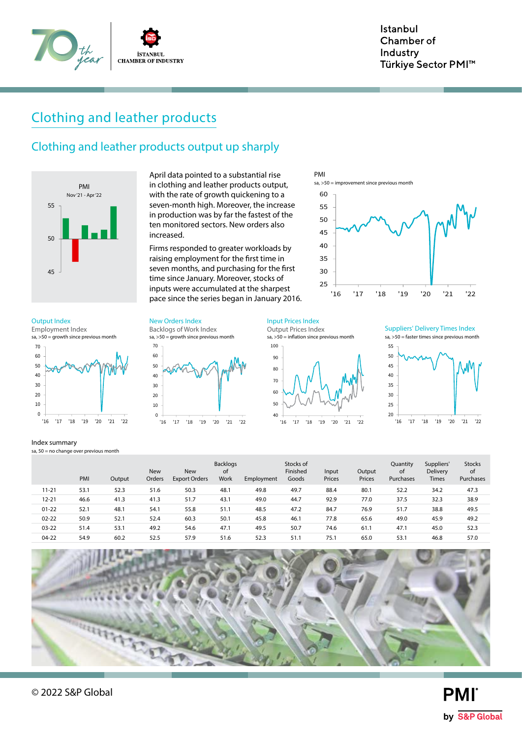# Clothing and leather products

## Clothing and leather products output up sharply

April data pointed to a substantial rise in clothing and leather products output, with the rate of growth quickening to a seven-month high. Moreover, the increase in production was by far the fastest of the ten monitored sectors. New orders also increased.

Firms responded to greater workloads by raising employment for the first time in seven months, and purchasing for the first time since January. Moreover, stocks of inputs were accumulated at the sharpest pace since the series began in January 2016.

Index summary

sa, 50 = no change over previous month

| | PMI | Output | New Orders | New Export Orders | Backlogs of Work | Employment | Stocks of Finished Goods | Input Prices | Output Prices | Quantity of Purchases | Suppliers' Delivery Times | Stocks of Purchases |
|---|---|---|---|---|---|---|---|---|---|---|---|---|
| 11-21 | 53.1 | 52.3 | 51.6 | 50.3 | 48.1 | 49.8 | 49.7 | 88.4 | 80.1 | 52.2 | 34.2 | 47.3 |
| 12-21 | 46.6 | 41.3 | 41.3 | 51.7 | 43.1 | 49.0 | 44.7 | 92.9 | 77.0 | 37.5 | 32.3 | 38.9 |
| 01-22 | 52.1 | 48.1 | 54.1 | 55.8 | 51.1 | 48.5 | 47.2 | 84.7 | 76.9 | 51.7 | 38.8 | 49.5 |
| 02-22 | 50.9 | 52.1 | 52.4 | 60.3 | 50.1 | 45.8 | 46.1 | 77.8 | 65.6 | 49.0 | 45.9 | 49.2 |
| 03-22 | 51.4 | 53.1 | 49.2 | 54.6 | 47.1 | 49.5 | 50.7 | 74.6 | 61.1 | 47.1 | 45.0 | 52.3 |
| 04-22 | 54.9 | 60.2 | 52.5 | 57.9 | 51.6 | 52.3 | 51.1 | 75.1 | 65.0 | 53.1 | 46.8 | 57.0 |

© 2022 S&P Global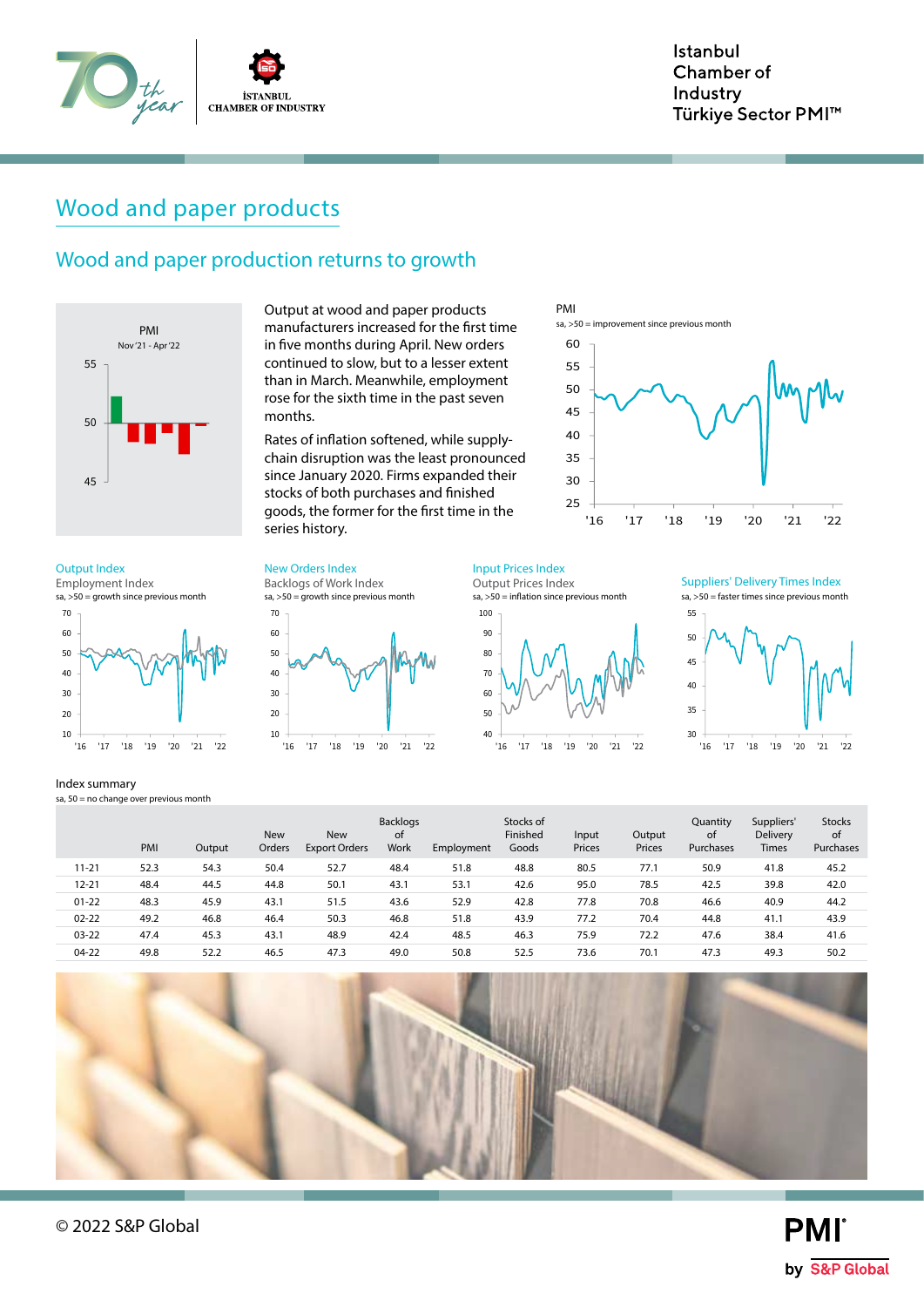# Wood and paper products

## Wood and paper production returns to growth

Output at wood and paper products manufacturers increased for the first time in five months during April. New orders continued to slow, but to a lesser extent than in March. Meanwhile, employment rose for the sixth time in the past seven months.

Rates of inflation softened, while supply-chain disruption was the least pronounced since January 2020. Firms expanded their stocks of both purchases and finished goods, the former for the first time in the series history.

PMI
Nov '21 - Apr '22

PMI
sa, >50 = improvement since previous month

Output Index
Employment Index
sa, >50 = growth since previous month

New Orders Index
Backlogs of Work Index
sa, >50 = growth since previous month

Input Prices Index
Output Prices Index
sa, >50 = inflation since previous month

Suppliers' Delivery Times Index
sa, >50 = faster times since previous month

Index summary
sa, 50 = no change over previous month

| | PMI | Output | New Orders | New Export Orders | Backlogs of Work | Employment | Stocks of Finished Goods | Input Prices | Output Prices | Quantity of Purchases | Suppliers' Delivery Times | Stocks of Purchases |
|---|---|---|---|---|---|---|---|---|---|---|---|---|
| 11-21 | 52.3 | 54.3 | 50.4 | 52.7 | 48.4 | 51.8 | 48.8 | 80.5 | 77.1 | 50.9 | 41.8 | 45.2 |
| 12-21 | 48.4 | 44.5 | 44.8 | 50.1 | 43.1 | 53.1 | 42.6 | 95.0 | 78.5 | 42.5 | 39.8 | 42.0 |
| 01-22 | 48.3 | 45.9 | 43.1 | 51.5 | 43.6 | 52.9 | 42.8 | 77.8 | 70.8 | 46.6 | 40.9 | 44.2 |
| 02-22 | 49.2 | 46.8 | 46.4 | 50.3 | 46.8 | 51.8 | 43.9 | 77.2 | 70.4 | 44.8 | 41.1 | 43.9 |
| 03-22 | 47.4 | 45.3 | 43.1 | 48.9 | 42.4 | 48.5 | 46.3 | 75.9 | 72.2 | 47.6 | 38.4 | 41.6 |
| 04-22 | 49.8 | 52.2 | 46.5 | 47.3 | 49.0 | 50.8 | 52.5 | 73.6 | 70.1 | 47.3 | 49.3 | 50.2 |

© 2022 S&P Global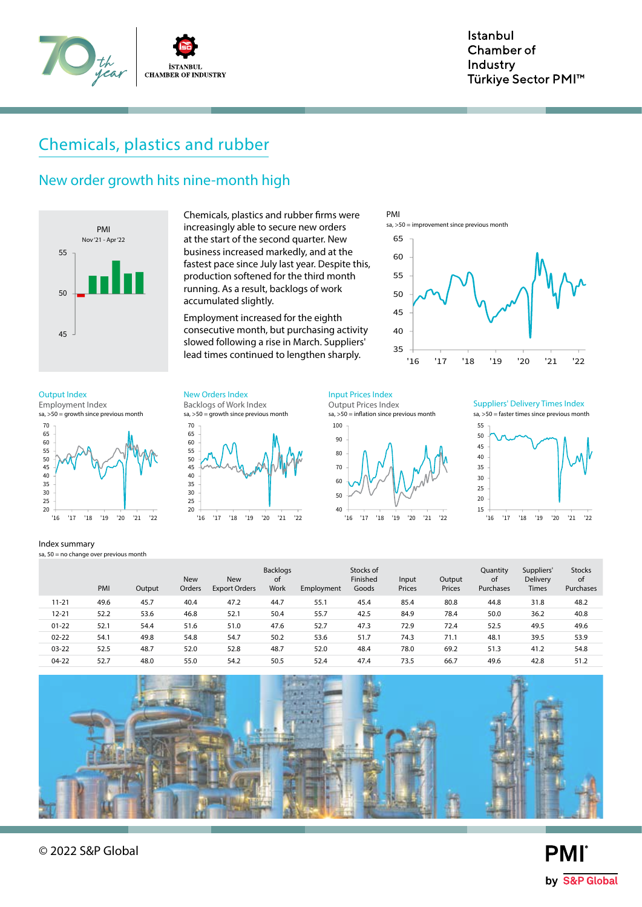# Chemicals, plastics and rubber

## New order growth hits nine-month high

Chemicals, plastics and rubber firms were increasingly able to secure new orders at the start of the second quarter. New business increased markedly, and at the fastest pace since July last year. Despite this, production softened for the third month running. As a result, backlogs of work accumulated slightly.

Employment increased for the eighth consecutive month, but purchasing activity slowed following a rise in March. Suppliers' lead times continued to lengthen sharply.

Index summary

sa, 50 = no change over previous month

| | PMI | Output | New Orders | New Export Orders | Backlogs of Work | Employment | Stocks of Finished Goods | Input Prices | Output Prices | Quantity of Purchases | Suppliers' Delivery Times | Stocks of Purchases |
|---|---|---|---|---|---|---|---|---|---|---|---|---|
| 11-21 | 49.6 | 45.7 | 40.4 | 47.2 | 44.7 | 55.1 | 45.4 | 85.4 | 80.8 | 44.8 | 31.8 | 48.2 |
| 12-21 | 52.2 | 53.6 | 46.8 | 52.1 | 50.4 | 55.7 | 42.5 | 84.9 | 78.4 | 50.0 | 36.2 | 40.8 |
| 01-22 | 52.1 | 54.4 | 51.6 | 51.0 | 47.6 | 52.7 | 47.3 | 72.9 | 72.4 | 52.5 | 49.5 | 49.6 |
| 02-22 | 54.1 | 49.8 | 54.8 | 54.7 | 50.2 | 53.6 | 51.7 | 74.3 | 71.1 | 48.1 | 39.5 | 53.9 |
| 03-22 | 52.5 | 48.7 | 52.0 | 52.8 | 48.7 | 52.0 | 48.4 | 78.0 | 69.2 | 51.3 | 41.2 | 54.8 |
| 04-22 | 52.7 | 48.0 | 55.0 | 54.2 | 50.5 | 52.4 | 47.4 | 73.5 | 66.7 | 49.6 | 42.8 | 51.2 |

© 2022 S&P Global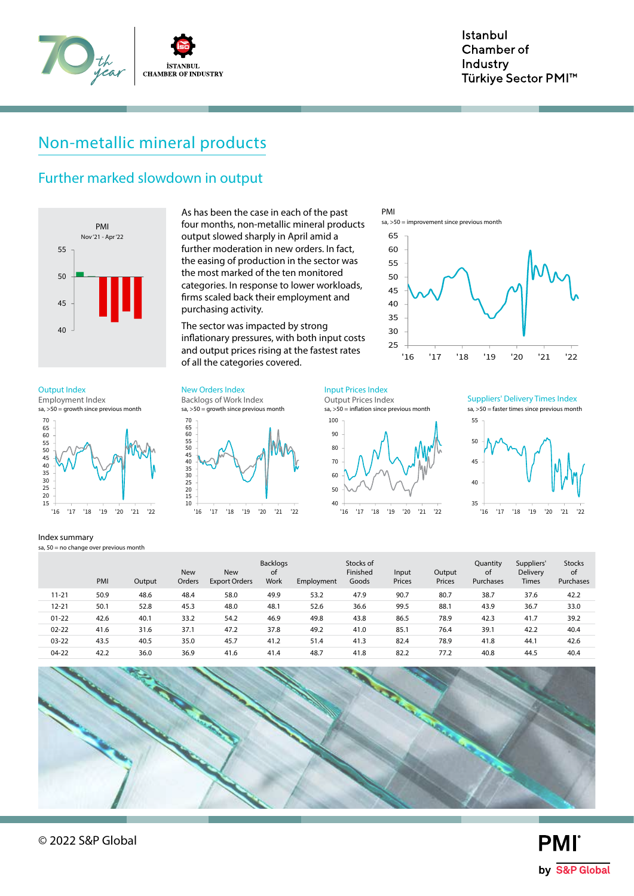## Non-metallic mineral products

### Further marked slowdown in output

As has been the case in each of the past four months, non-metallic mineral products output slowed sharply in April amid a further moderation in new orders. In fact, the easing of production in the sector was the most marked of the ten monitored categories. In response to lower workloads, firms scaled back their employment and purchasing activity.

The sector was impacted by strong inflationary pressures, with both input costs and output prices rising at the fastest rates of all the categories covered.

Index summary

sa, 50 = no change over previous month

| | PMI | Output | New Orders | New Export Orders | Backlogs of Work | Employment | Stocks of Finished Goods | Input Prices | Output Prices | Quantity of Purchases | Suppliers' Delivery Times | Stocks of Purchases |
|---|---|---|---|---|---|---|---|---|---|---|---|---|
| 11-21 | 50.9 | 48.6 | 48.4 | 58.0 | 49.9 | 53.2 | 47.9 | 90.7 | 80.7 | 38.7 | 37.6 | 42.2 |
| 12-21 | 50.1 | 52.8 | 45.3 | 48.0 | 48.1 | 52.6 | 36.6 | 99.5 | 88.1 | 43.9 | 36.7 | 33.0 |
| 01-22 | 42.6 | 40.1 | 33.2 | 54.2 | 46.9 | 49.8 | 43.8 | 86.5 | 78.9 | 42.3 | 41.7 | 39.2 |
| 02-22 | 41.6 | 31.6 | 37.1 | 47.2 | 37.8 | 49.2 | 41.0 | 85.1 | 76.4 | 39.1 | 42.2 | 40.4 |
| 03-22 | 43.5 | 40.5 | 35.0 | 45.7 | 41.2 | 51.4 | 41.3 | 82.4 | 78.9 | 41.8 | 44.1 | 42.6 |
| 04-22 | 42.2 | 36.0 | 36.9 | 41.6 | 41.4 | 48.7 | 41.8 | 82.2 | 77.2 | 40.8 | 44.5 | 40.4 |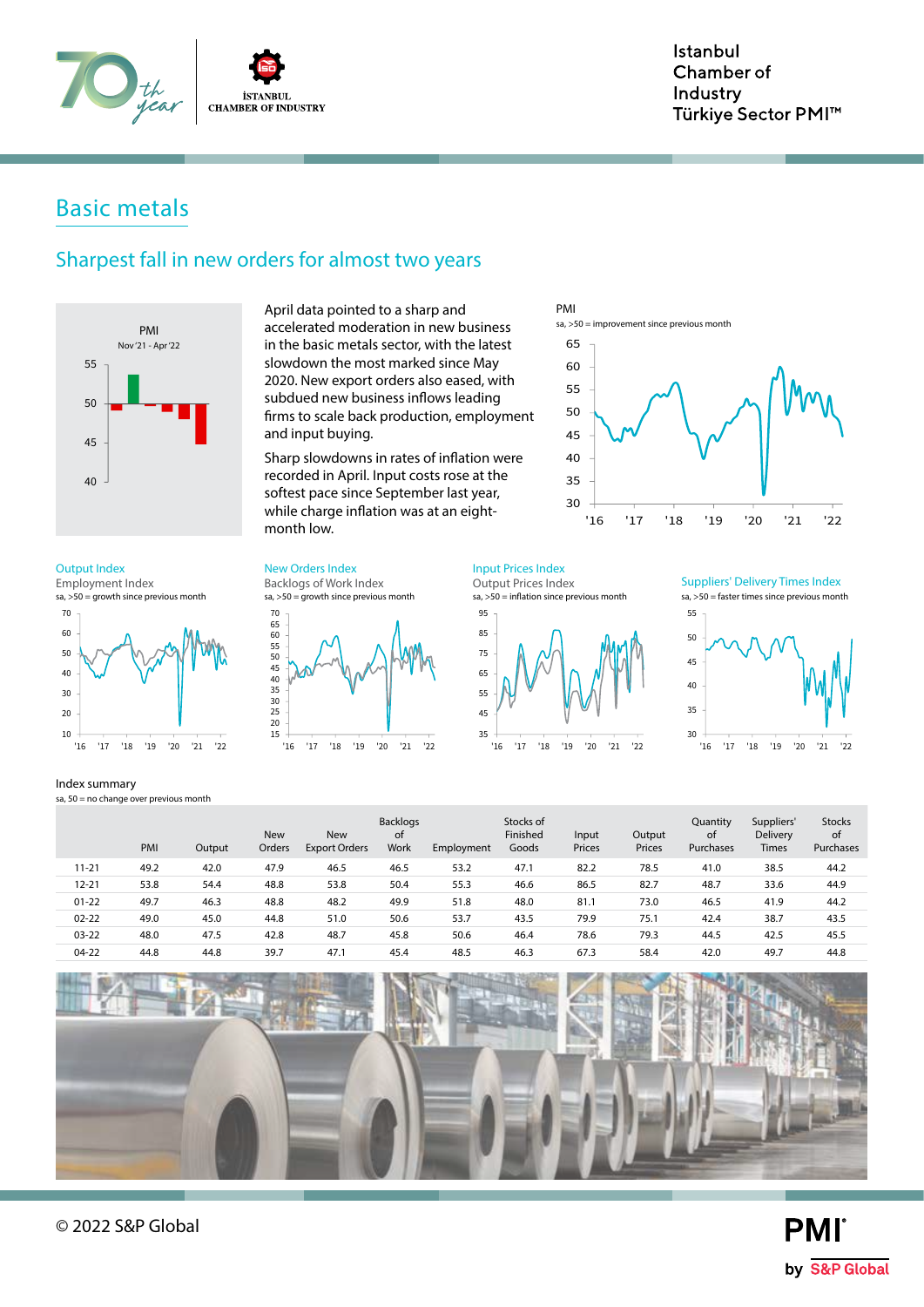## Basic metals

### Sharpest fall in new orders for almost two years

April data pointed to a sharp and accelerated moderation in new business in the basic metals sector, with the latest slowdown the most marked since May 2020. New export orders also eased, with subdued new business inflows leading firms to scale back production, employment and input buying.

Sharp slowdowns in rates of inflation were recorded in April. Input costs rose at the softest pace since September last year, while charge inflation was at an eight-month low.

**Index summary**

sa, 50 = no change over previous month

| | PMI | Output | New Orders | New Export Orders | Backlogs of Work | Employment | Stocks of Finished Goods | Input Prices | Output Prices | Quantity of Purchases | Suppliers' Delivery Times | Stocks of Purchases |
|---|---|---|---|---|---|---|---|---|---|---|---|---|
| 11-21 | 49.2 | 42.0 | 47.9 | 46.5 | 46.5 | 53.2 | 47.1 | 82.2 | 78.5 | 41.0 | 38.5 | 44.2 |
| 12-21 | 53.8 | 54.4 | 48.8 | 53.8 | 50.4 | 55.3 | 46.6 | 86.5 | 82.7 | 48.7 | 33.6 | 44.9 |
| 01-22 | 49.7 | 46.3 | 48.8 | 48.2 | 49.9 | 51.8 | 48.0 | 81.1 | 73.0 | 46.5 | 41.9 | 44.2 |
| 02-22 | 49.0 | 45.0 | 44.8 | 51.0 | 50.6 | 53.7 | 43.5 | 79.9 | 75.1 | 42.4 | 38.7 | 43.5 |
| 03-22 | 48.0 | 47.5 | 42.8 | 48.7 | 45.8 | 50.6 | 46.4 | 78.6 | 79.3 | 44.5 | 42.5 | 45.5 |
| 04-22 | 44.8 | 44.8 | 39.7 | 47.1 | 45.4 | 48.5 | 46.3 | 67.3 | 58.4 | 42.0 | 49.7 | 44.8 |

© 2022 S&P Global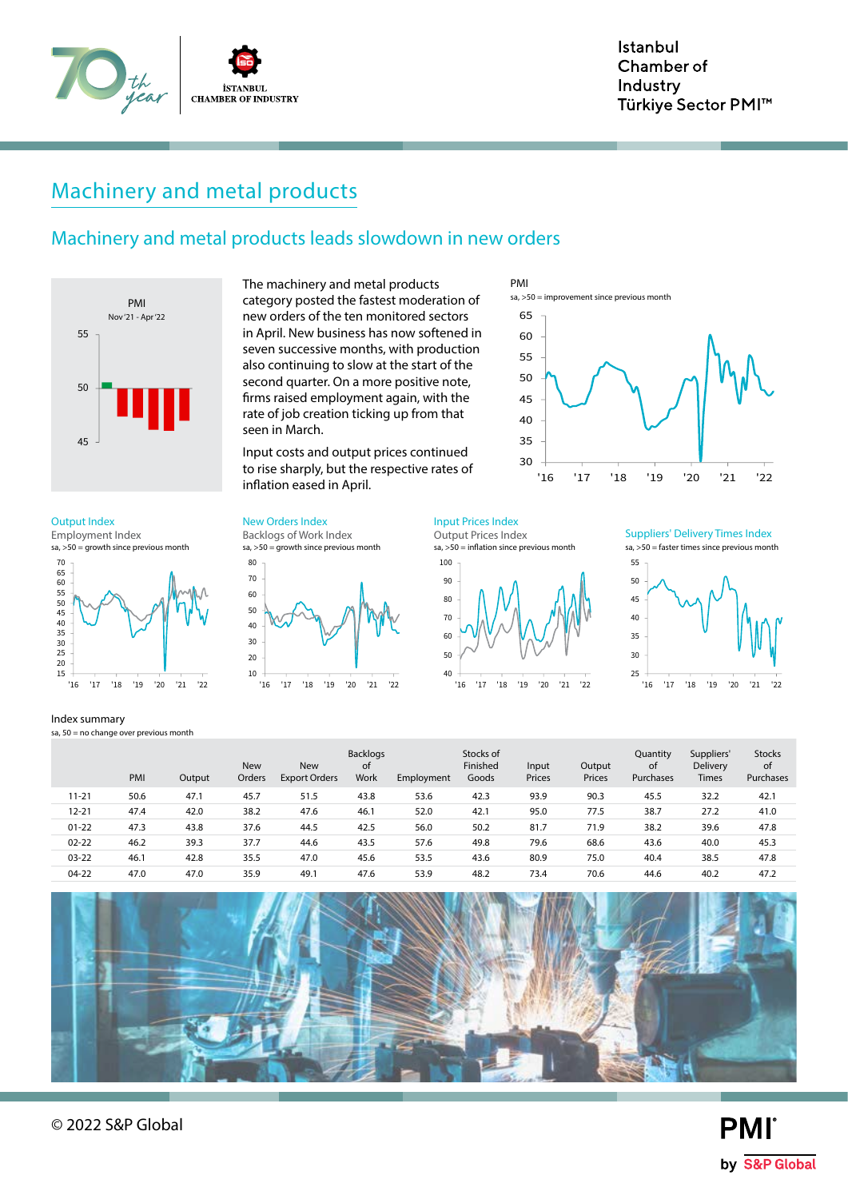# Machinery and metal products

## Machinery and metal products leads slowdown in new orders

The machinery and metal products category posted the fastest moderation of new orders of the ten monitored sectors in April. New business has now softened in seven successive months, with production also continuing to slow at the start of the second quarter. On a more positive note, firms raised employment again, with the rate of job creation ticking up from that seen in March.

Input costs and output prices continued to rise sharply, but the respective rates of inflation eased in April.

PMI
Nov'21 - Apr'22

PMI
sa, >50 = improvement since previous month

Output Index
Employment Index
sa, >50 = growth since previous month

New Orders Index
Backlogs of Work Index
sa, >50 = growth since previous month

Input Prices Index
Output Prices Index
sa, >50 = inflation since previous month

Suppliers' Delivery Times Index
sa, >50 = faster times since previous month

Index summary
sa, 50 = no change over previous month

| | PMI | Output | New Orders | New Export Orders | Backlogs of Work | Employment | Stocks of Finished Goods | Input Prices | Output Prices | Quantity of Purchases | Suppliers' Delivery Times | Stocks of Purchases |
|---|---|---|---|---|---|---|---|---|---|---|---|---|
| 11-21 | 50.6 | 47.1 | 45.7 | 51.5 | 43.8 | 53.6 | 42.3 | 93.9 | 90.3 | 45.5 | 32.2 | 42.1 |
| 12-21 | 47.4 | 42.0 | 38.2 | 47.6 | 46.1 | 52.0 | 42.1 | 95.0 | 77.5 | 38.7 | 27.2 | 41.0 |
| 01-22 | 47.3 | 43.8 | 37.6 | 44.5 | 42.5 | 56.0 | 50.2 | 81.7 | 71.9 | 38.2 | 39.6 | 47.8 |
| 02-22 | 46.2 | 39.3 | 37.7 | 44.6 | 43.5 | 57.6 | 49.8 | 79.6 | 68.6 | 43.6 | 40.0 | 45.3 |
| 03-22 | 46.1 | 42.8 | 35.5 | 47.0 | 45.6 | 53.5 | 43.6 | 80.9 | 75.0 | 40.4 | 38.5 | 47.8 |
| 04-22 | 47.0 | 47.0 | 35.9 | 49.1 | 47.6 | 53.9 | 48.2 | 73.4 | 70.6 | 44.6 | 40.2 | 47.2 |

© 2022 S&P Global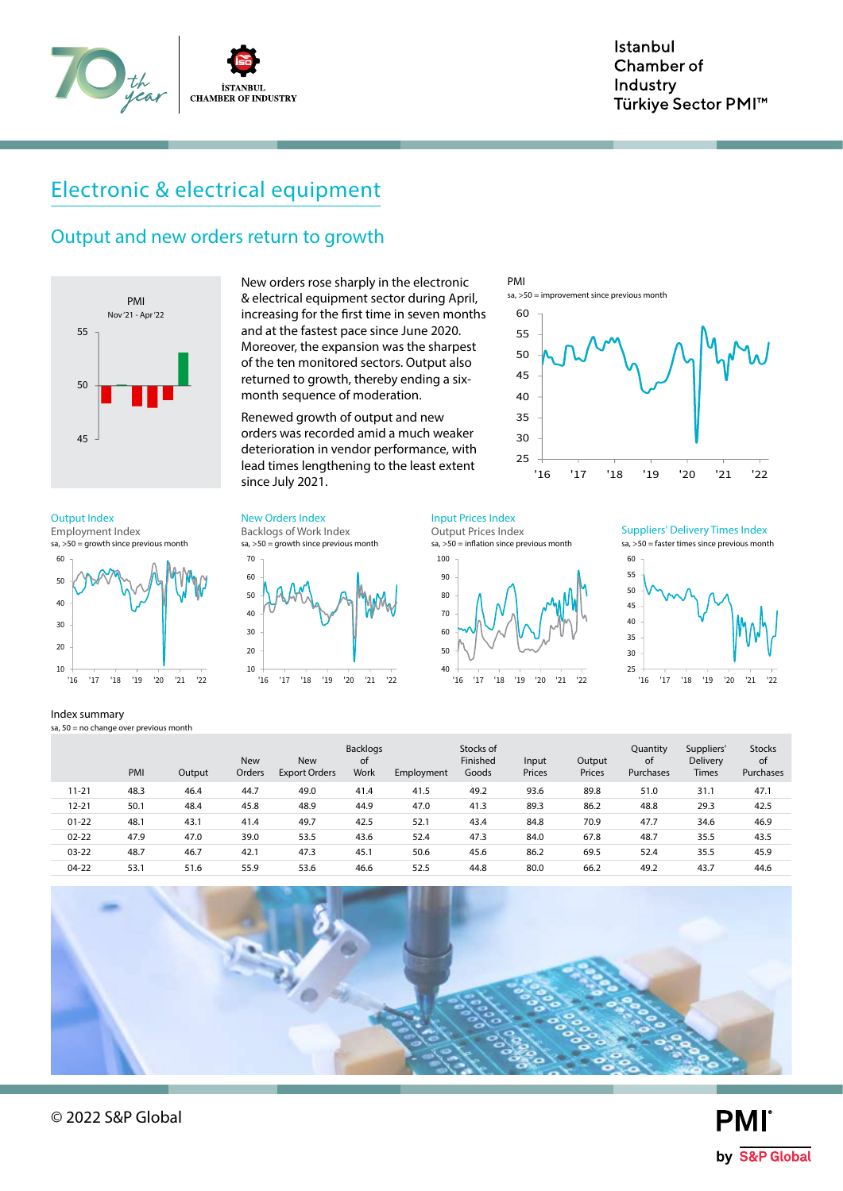# Electronic & electrical equipment

## Output and new orders return to growth

New orders rose sharply in the electronic & electrical equipment sector during April, increasing for the first time in seven months and at the fastest pace since June 2020. Moreover, the expansion was the sharpest of the ten monitored sectors. Output also returned to growth, thereby ending a six-month sequence of moderation.

Renewed growth of output and new orders was recorded amid a much weaker deterioration in vendor performance, with lead times lengthening to the least extent since July 2021.

### Index summary

sa, 50 = no change over previous month

| | PMI | Output | New Orders | New Export Orders | Backlogs of Work | Employment | Stocks of Finished Goods | Input Prices | Output Prices | Quantity of Purchases | Suppliers' Delivery Times | Stocks of Purchases |
|---|---|---|---|---|---|---|---|---|---|---|---|---|
| 11-21 | 48.3 | 46.4 | 44.7 | 49.0 | 41.4 | 41.5 | 49.2 | 93.6 | 89.8 | 51.0 | 31.1 | 47.1 |
| 12-21 | 50.1 | 48.4 | 45.8 | 48.9 | 44.9 | 47.0 | 41.3 | 89.3 | 86.2 | 48.8 | 29.3 | 42.5 |
| 01-22 | 48.1 | 43.1 | 41.4 | 49.7 | 42.5 | 52.1 | 43.4 | 84.8 | 70.9 | 47.7 | 34.6 | 46.9 |
| 02-22 | 47.9 | 47.0 | 39.0 | 53.5 | 43.6 | 52.4 | 47.3 | 84.0 | 67.8 | 48.7 | 35.5 | 43.5 |
| 03-22 | 48.7 | 46.7 | 42.1 | 47.3 | 45.1 | 50.6 | 45.6 | 86.2 | 69.5 | 52.4 | 35.5 | 45.9 |
| 04-22 | 53.1 | 51.6 | 55.9 | 53.6 | 46.6 | 52.5 | 44.8 | 80.0 | 66.2 | 49.2 | 43.7 | 44.6 |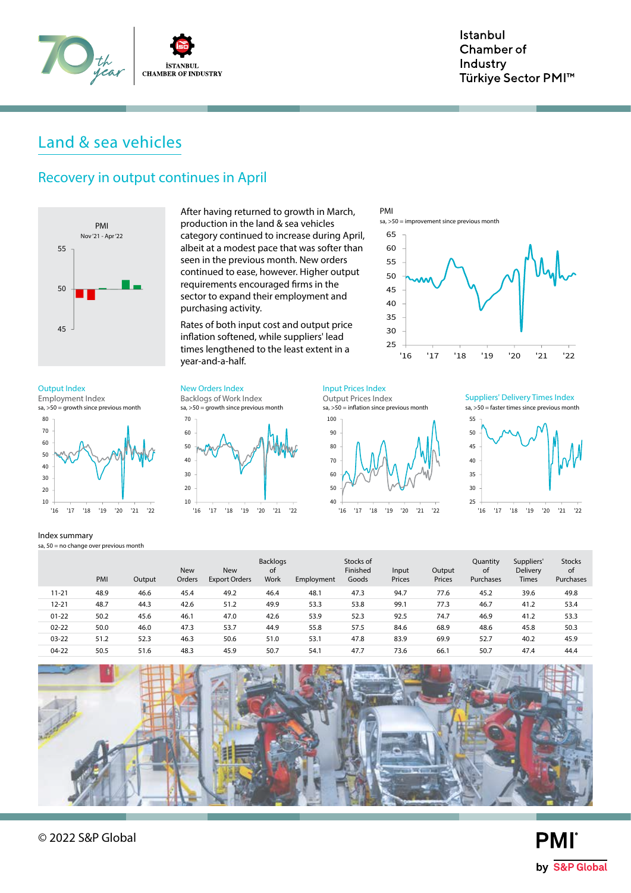## Land & sea vehicles

### Recovery in output continues in April

After having returned to growth in March, production in the land & sea vehicles category continued to increase during April, albeit at a modest pace that was softer than seen in the previous month. New orders continued to ease, however. Higher output requirements encouraged firms in the sector to expand their employment and purchasing activity.

Rates of both input cost and output price inflation softened, while suppliers' lead times lengthened to the least extent in a year-and-a-half.

PMI
Nov '21 - Apr '22

PMI
sa, >50 = improvement since previous month

Output Index
Employment Index
sa, >50 = growth since previous month

New Orders Index
Backlogs of Work Index
sa, >50 = growth since previous month

Input Prices Index
Output Prices Index
sa, >50 = inflation since previous month

Suppliers' Delivery Times Index
sa, >50 = faster times since previous month

Index summary
sa, 50 = no change over previous month

| | PMI | Output | New Orders | New Export Orders | Backlogs of Work | Employment | Stocks of Finished Goods | Input Prices | Output Prices | Quantity of Purchases | Suppliers' Delivery Times | Stocks of Purchases |
|---|---|---|---|---|---|---|---|---|---|---|---|---|
| 11-21 | 48.9 | 46.6 | 45.4 | 49.2 | 46.4 | 48.1 | 47.3 | 94.7 | 77.6 | 45.2 | 39.6 | 49.8 |
| 12-21 | 48.7 | 44.3 | 42.6 | 51.2 | 49.9 | 53.3 | 53.8 | 99.1 | 77.3 | 46.7 | 41.2 | 53.4 |
| 01-22 | 50.2 | 45.6 | 46.1 | 47.0 | 42.6 | 53.9 | 52.3 | 92.5 | 74.7 | 46.9 | 41.2 | 53.3 |
| 02-22 | 50.0 | 46.0 | 47.3 | 53.7 | 44.9 | 55.8 | 57.5 | 84.6 | 68.9 | 48.6 | 45.8 | 50.3 |
| 03-22 | 51.2 | 52.3 | 46.3 | 50.6 | 51.0 | 53.1 | 47.8 | 83.9 | 69.9 | 52.7 | 40.2 | 45.9 |
| 04-22 | 50.5 | 51.6 | 48.3 | 45.9 | 50.7 | 54.1 | 47.7 | 73.6 | 66.1 | 50.7 | 47.4 | 44.4 |

© 2022 S&P Global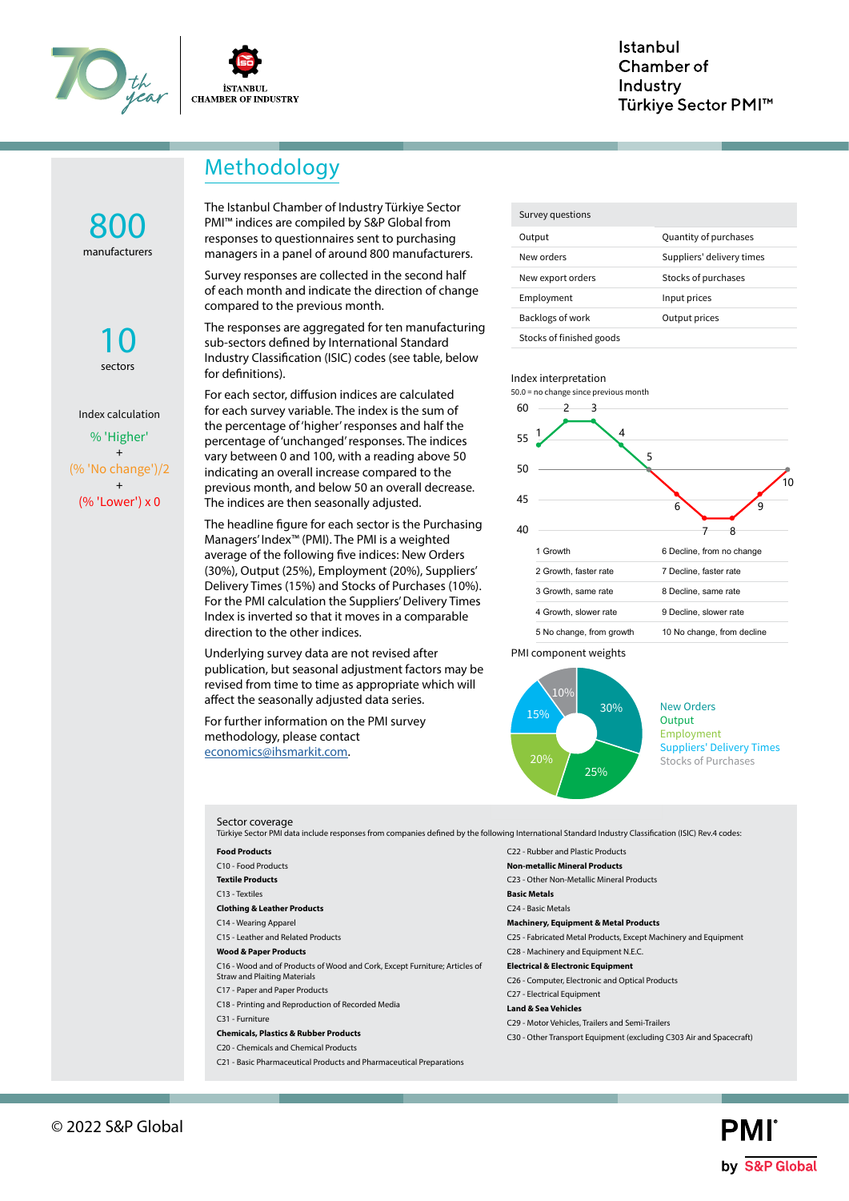# Methodology

**800** manufacturers

**10** sectors

Index calculation

% 'Higher'
+
(% 'No change')/2
+
(% 'Lower') x 0

The Istanbul Chamber of Industry Türkiye Sector PMI™ indices are compiled by S&P Global from responses to questionnaires sent to purchasing managers in a panel of around 800 manufacturers.

Survey responses are collected in the second half of each month and indicate the direction of change compared to the previous month.

The responses are aggregated for ten manufacturing sub-sectors defined by International Standard Industry Classification (ISIC) codes (see table, below for definitions).

For each sector, diffusion indices are calculated for each survey variable. The index is the sum of the percentage of 'higher' responses and half the percentage of 'unchanged' responses. The indices vary between 0 and 100, with a reading above 50 indicating an overall increase compared to the previous month, and below 50 an overall decrease. The indices are then seasonally adjusted.

The headline figure for each sector is the Purchasing Managers' Index™ (PMI). The PMI is a weighted average of the following five indices: New Orders (30%), Output (25%), Employment (20%), Suppliers' Delivery Times (15%) and Stocks of Purchases (10%). For the PMI calculation the Suppliers' Delivery Times Index is inverted so that it moves in a comparable direction to the other indices.

Underlying survey data are not revised after publication, but seasonal adjustment factors may be revised from time to time as appropriate which will affect the seasonally adjusted data series.

For further information on the PMI survey methodology, please contact economics@ihsmarkit.com.

| Survey questions | |
|---|---|
| Output | Quantity of purchases |
| New orders | Suppliers' delivery times |
| New export orders | Stocks of purchases |
| Employment | Input prices |
| Backlogs of work | Output prices |
| Stocks of finished goods | |

Index interpretation

50.0 = no change since previous month

| | |
|---|---|
| 1 Growth | 6 Decline, from no change |
| 2 Growth, faster rate | 7 Decline, faster rate |
| 3 Growth, same rate | 8 Decline, same rate |
| 4 Growth, slower rate | 9 Decline, slower rate |
| 5 No change, from growth | 10 No change, from decline |

PMI component weights

- New Orders 30%
- Output 25%
- Employment 20%
- Suppliers' Delivery Times 15%
- Stocks of Purchases 10%

## Sector coverage

Türkiye Sector PMI data include responses from companies defined by the following International Standard Industry Classification (ISIC) Rev.4 codes:

**Food Products**
C10 - Food Products

**Textile Products**
C13 - Textiles

**Clothing & Leather Products**
C14 - Wearing Apparel
C15 - Leather and Related Products

**Wood & Paper Products**
C16 - Wood and of Products of Wood and Cork, Except Furniture; Articles of Straw and Plaiting Materials
C17 - Paper and Paper Products
C18 - Printing and Reproduction of Recorded Media
C31 - Furniture

**Chemicals, Plastics & Rubber Products**
C20 - Chemicals and Chemical Products
C21 - Basic Pharmaceutical Products and Pharmaceutical Preparations
C22 - Rubber and Plastic Products

**Non-metallic Mineral Products**
C23 - Other Non-Metallic Mineral Products

**Basic Metals**
C24 - Basic Metals

**Machinery, Equipment & Metal Products**
C25 - Fabricated Metal Products, Except Machinery and Equipment
C28 - Machinery and Equipment N.E.C.

**Electrical & Electronic Equipment**
C26 - Computer, Electronic and Optical Products
C27 - Electrical Equipment

**Land & Sea Vehicles**
C29 - Motor Vehicles, Trailers and Semi-Trailers
C30 - Other Transport Equipment (excluding C303 Air and Spacecraft)

© 2022 S&P Global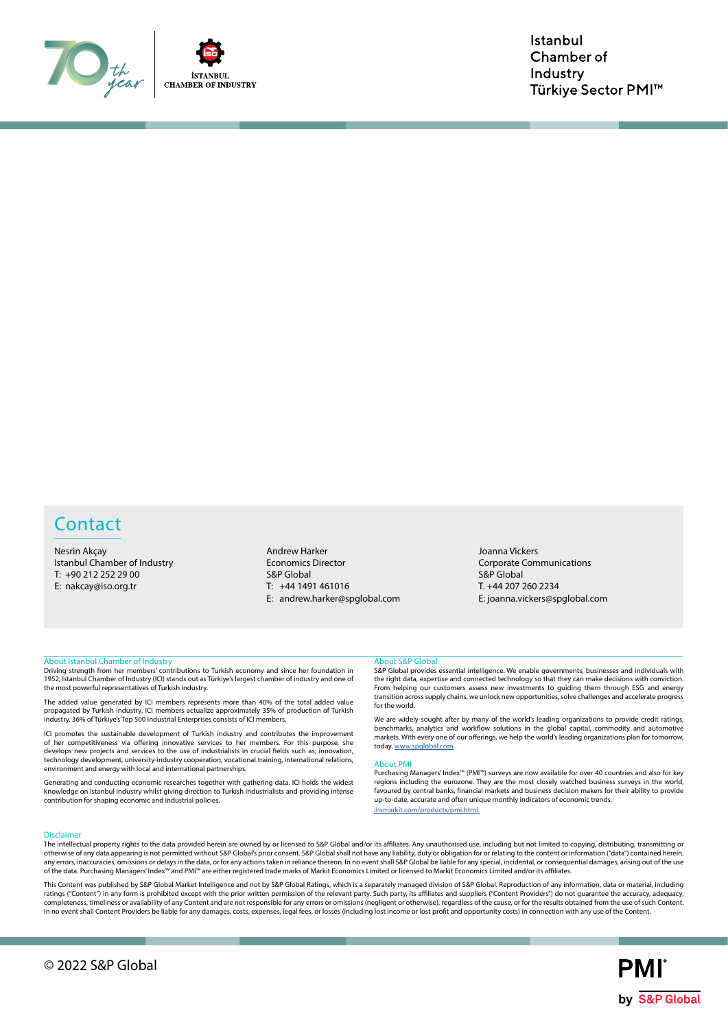## Contact

Nesrin Akçay
Istanbul Chamber of Industry
T: +90 212 252 29 00
E: nakcay@iso.org.tr

Andrew Harker
Economics Director
S&P Global
T: +44 1491 461016
E: andrew.harker@spglobal.com

Joanna Vickers
Corporate Communications
S&P Global
T. +44 207 260 2234
E: joanna.vickers@spglobal.com

### About Istanbul Chamber of Industry

Driving strength from her members' contributions to Turkish economy and since her foundation in 1952, Istanbul Chamber of Industry (ICI) stands out as Türkiye's largest chamber of industry and one of the most powerful representatives of Turkish industry.

The added value generated by ICI members represents more than 40% of the total added value propagated by Turkish industry. ICI members actualize approximately 35% of production of Turkish industry. 36% of Türkiye's Top 500 Industrial Enterprises consists of ICI members.

ICI promotes the sustainable development of Turkish industry and contributes the improvement of her competitiveness via offering innovative services to her members. For this purpose, she develops new projects and services to the use of industrialists in crucial fields such as; innovation, technology development, university-industry cooperation, vocational training, international relations, environment and energy with local and international partnerships.

Generating and conducting economic researches together with gathering data, ICI holds the widest knowledge on Istanbul industry whilst giving direction to Turkish industrialists and providing intense contribution for shaping economic and industrial policies.

### About S&P Global

S&P Global provides essential intelligence. We enable governments, businesses and individuals with the right data, expertise and connected technology so that they can make decisions with conviction. From helping our customers assess new investments to guiding them through ESG and energy transition across supply chains, we unlock new opportunities, solve challenges and accelerate progress for the world.

We are widely sought after by many of the world's leading organizations to provide credit ratings, benchmarks, analytics and workflow solutions in the global capital, commodity and automotive markets. With every one of our offerings, we help the world's leading organizations plan for tomorrow, today. www.spglobal.com

### About PMI

Purchasing Managers' Index™ (PMI™) surveys are now available for over 40 countries and also for key regions including the eurozone. They are the most closely watched business surveys in the world, favoured by central banks, financial markets and business decision makers for their ability to provide up-to-date, accurate and often unique monthly indicators of economic trends.
ihsmarkit.com/products/pmi.html.

### Disclaimer

The intellectual property rights to the data provided herein are owned by or licensed to S&P Global and/or its affiliates. Any unauthorised use, including but not limited to copying, distributing, transmitting or otherwise of any data appearing is not permitted without S&P Global's prior consent. S&P Global shall not have any liability, duty or obligation for or relating to the content or information ("data") contained herein, any errors, inaccuracies, omissions or delays in the data, or for any actions taken in reliance thereon. In no event shall S&P Global be liable for any special, incidental, or consequential damages, arising out of the use of the data. Purchasing Managers' Index™ and PMI™ are either registered trade marks of Markit Economics Limited or licensed to Markit Economics Limited and/or its affiliates.

This Content was published by S&P Global Market Intelligence and not by S&P Global Ratings, which is a separately managed division of S&P Global. Reproduction of any information, data or material, including ratings ("Content") in any form is prohibited except with the prior written permission of the relevant party. Such party, its affiliates and suppliers ("Content Providers") do not guarantee the accuracy, adequacy, completeness, timeliness or availability of any Content and are not responsible for any errors or omissions (negligent or otherwise), regardless of the cause, or for the results obtained from the use of such Content. In no event shall Content Providers be liable for any damages, costs, expenses, legal fees, or losses (including lost income or lost profit and opportunity costs) in connection with any use of the Content.

© 2022 S&P Global